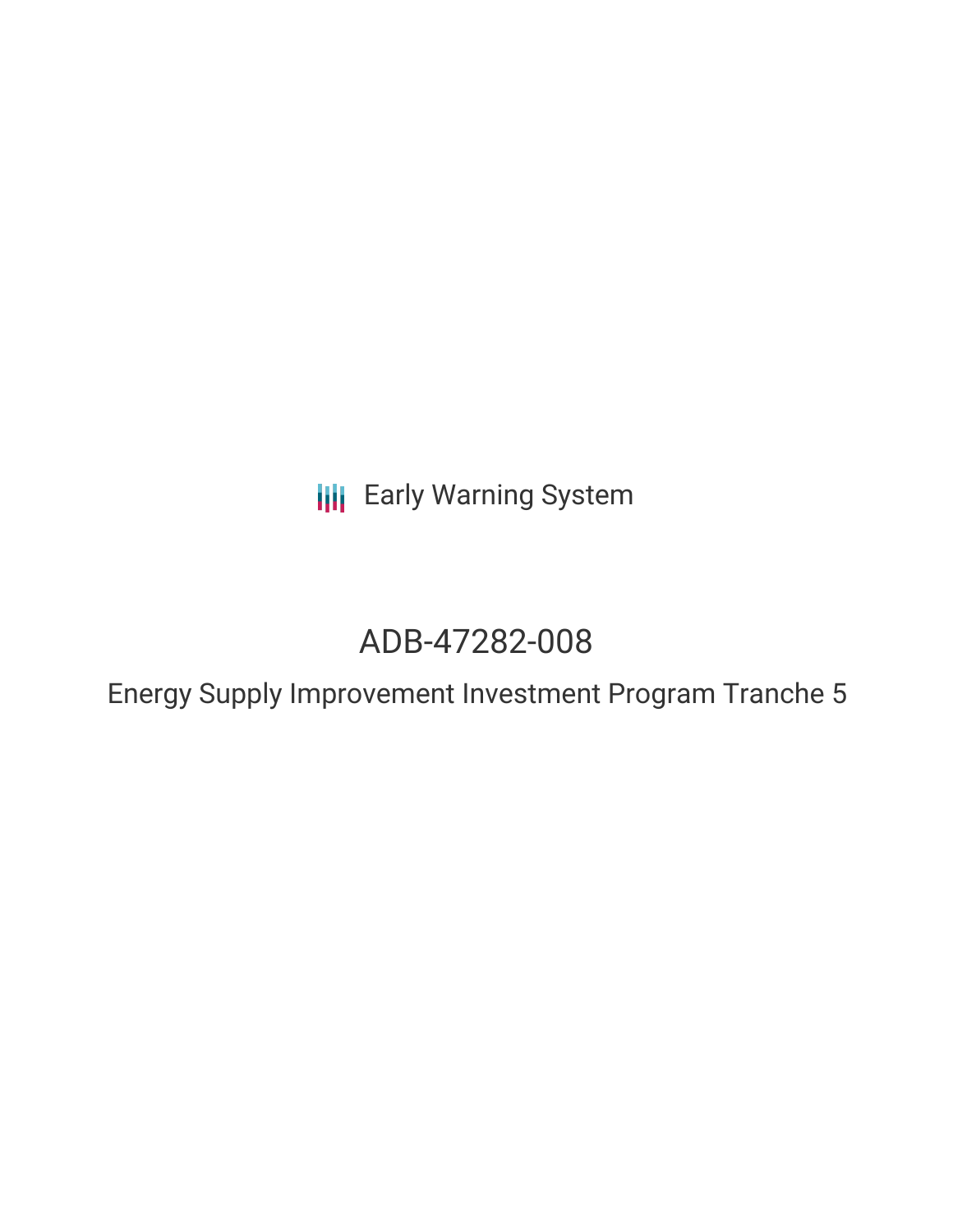Early Warning System

# ADB-47282-008

## Energy Supply Improvement Investment Program Tranche 5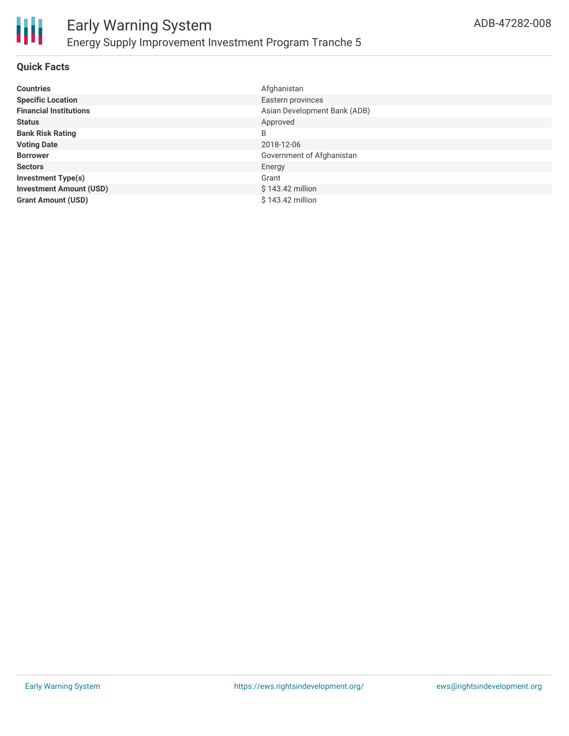# Early Warning System

## Energy Supply Improvement Investment Program Tranche 5

ADB-47282-008

### Quick Facts

| | |
|---|---|
| **Countries** | Afghanistan |
| **Specific Location** | Eastern provinces |
| **Financial Institutions** | Asian Development Bank (ADB) |
| **Status** | Approved |
| **Bank Risk Rating** | B |
| **Voting Date** | 2018-12-06 |
| **Borrower** | Government of Afghanistan |
| **Sectors** | Energy |
| **Investment Type(s)** | Grant |
| **Investment Amount (USD)** | $ 143.42 million |
| **Grant Amount (USD)** | $ 143.42 million |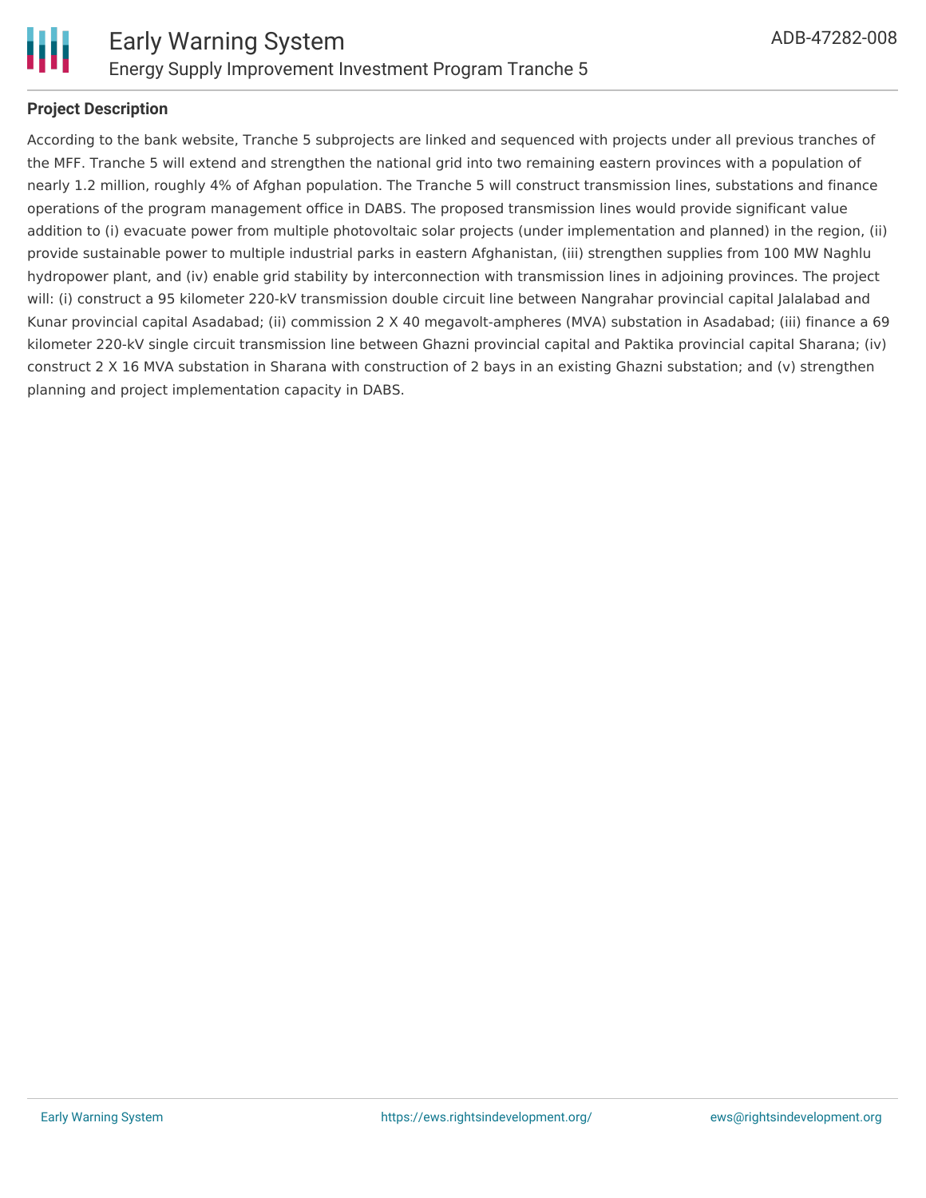**Project Description**

According to the bank website, Tranche 5 subprojects are linked and sequenced with projects under all previous tranches of the MFF. Tranche 5 will extend and strengthen the national grid into two remaining eastern provinces with a population of nearly 1.2 million, roughly 4% of Afghan population. The Tranche 5 will construct transmission lines, substations and finance operations of the program management office in DABS. The proposed transmission lines would provide significant value addition to (i) evacuate power from multiple photovoltaic solar projects (under implementation and planned) in the region, (ii) provide sustainable power to multiple industrial parks in eastern Afghanistan, (iii) strengthen supplies from 100 MW Naghlu hydropower plant, and (iv) enable grid stability by interconnection with transmission lines in adjoining provinces. The project will: (i) construct a 95 kilometer 220-kV transmission double circuit line between Nangrahar provincial capital Jalalabad and Kunar provincial capital Asadabad; (ii) commission 2 X 40 megavolt-ampheres (MVA) substation in Asadabad; (iii) finance a 69 kilometer 220-kV single circuit transmission line between Ghazni provincial capital and Paktika provincial capital Sharana; (iv) construct 2 X 16 MVA substation in Sharana with construction of 2 bays in an existing Ghazni substation; and (v) strengthen planning and project implementation capacity in DABS.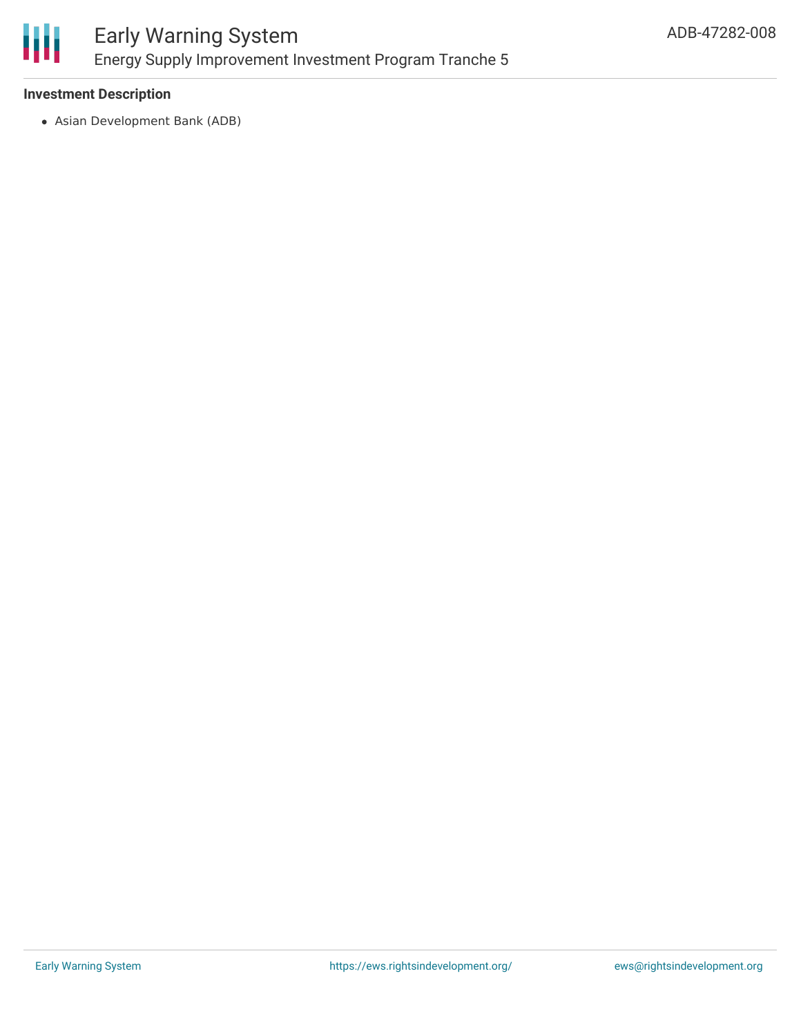### Investment Description

- Asian Development Bank (ADB)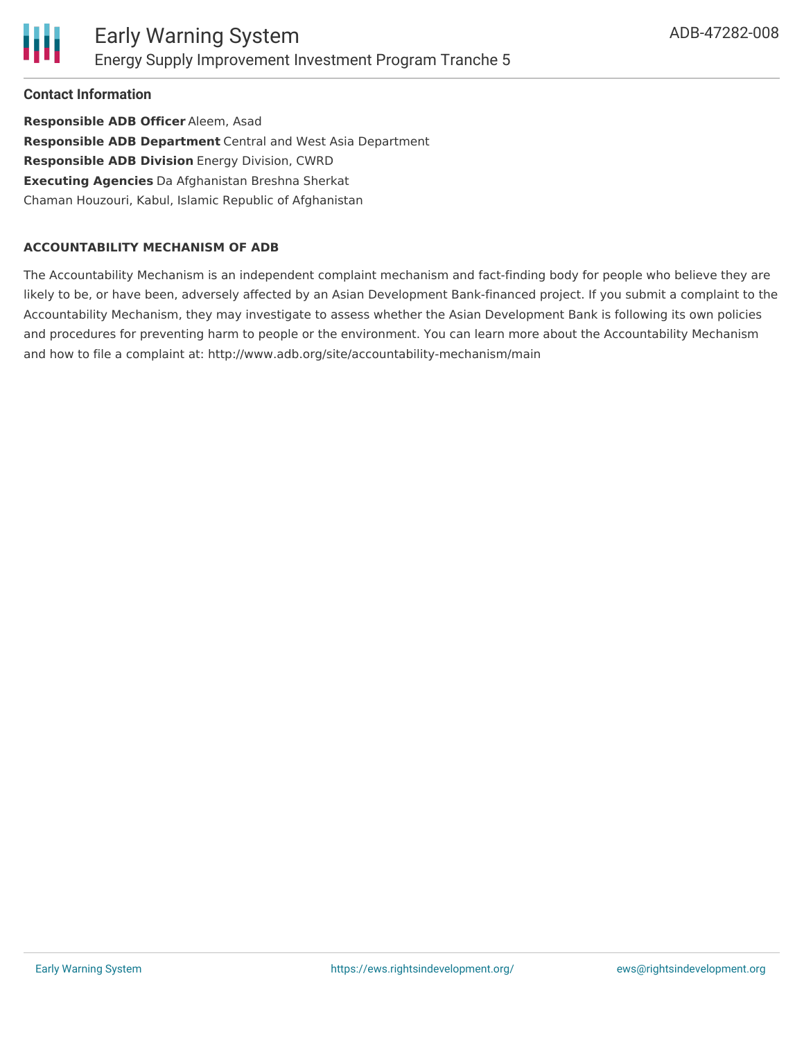### Contact Information

**Responsible ADB Officer** Aleem, Asad
**Responsible ADB Department** Central and West Asia Department
**Responsible ADB Division** Energy Division, CWRD
**Executing Agencies** Da Afghanistan Breshna Sherkat
Chaman Houzouri, Kabul, Islamic Republic of Afghanistan

#### ACCOUNTABILITY MECHANISM OF ADB

The Accountability Mechanism is an independent complaint mechanism and fact-finding body for people who believe they are likely to be, or have been, adversely affected by an Asian Development Bank-financed project. If you submit a complaint to the Accountability Mechanism, they may investigate to assess whether the Asian Development Bank is following its own policies and procedures for preventing harm to people or the environment. You can learn more about the Accountability Mechanism and how to file a complaint at: http://www.adb.org/site/accountability-mechanism/main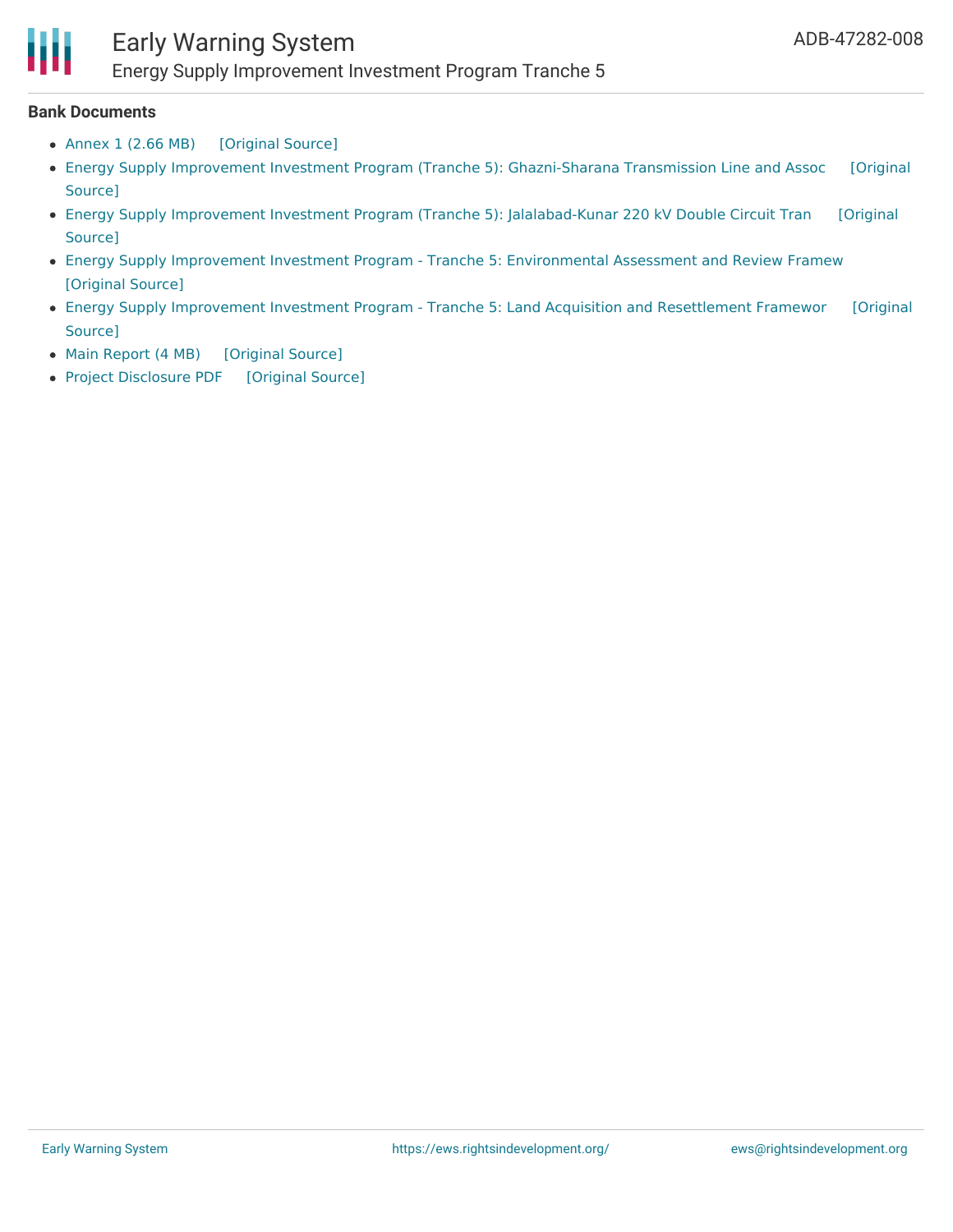## Bank Documents

- Annex 1 (2.66 MB) [Original Source]
- Energy Supply Improvement Investment Program (Tranche 5): Ghazni-Sharana Transmission Line and Assoc [Original Source]
- Energy Supply Improvement Investment Program (Tranche 5): Jalalabad-Kunar 220 kV Double Circuit Tran [Original Source]
- Energy Supply Improvement Investment Program - Tranche 5: Environmental Assessment and Review Framew [Original Source]
- Energy Supply Improvement Investment Program - Tranche 5: Land Acquisition and Resettlement Framewor [Original Source]
- Main Report (4 MB) [Original Source]
- Project Disclosure PDF [Original Source]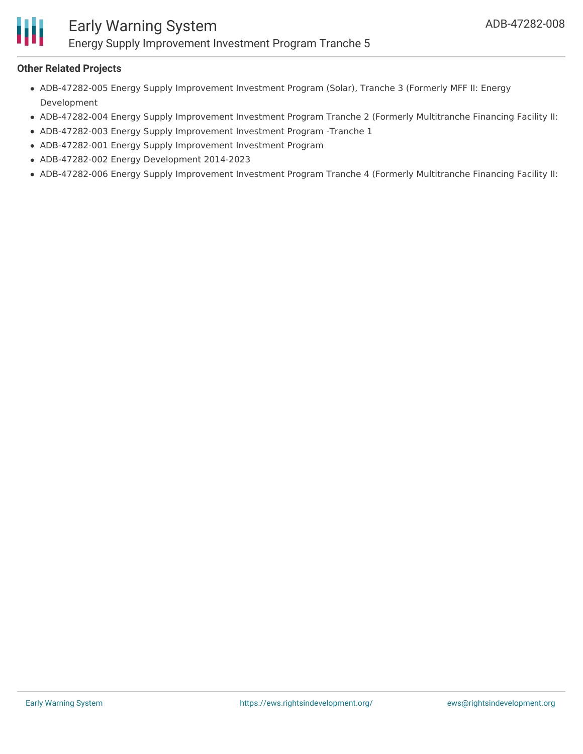**Other Related Projects**

- ADB-47282-005 Energy Supply Improvement Investment Program (Solar), Tranche 3 (Formerly MFF II: Energy Development
- ADB-47282-004 Energy Supply Improvement Investment Program Tranche 2 (Formerly Multitranche Financing Facility II:
- ADB-47282-003 Energy Supply Improvement Investment Program -Tranche 1
- ADB-47282-001 Energy Supply Improvement Investment Program
- ADB-47282-002 Energy Development 2014-2023
- ADB-47282-006 Energy Supply Improvement Investment Program Tranche 4 (Formerly Multitranche Financing Facility II: